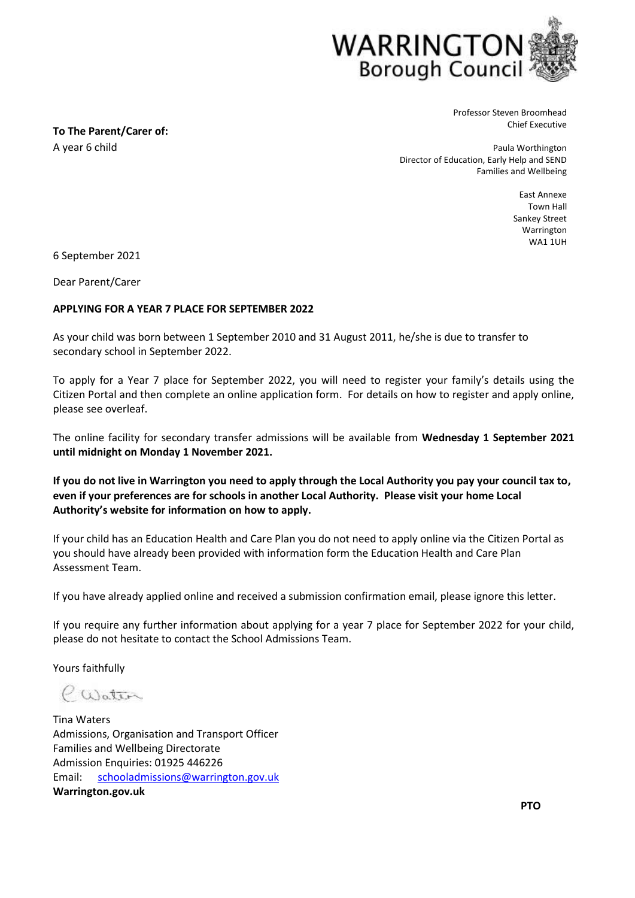WARRINGTON Borough Council

Professor Steven Broomhead
Chief Executive

Paula Worthington
Director of Education, Early Help and SEND
Families and Wellbeing

East Annexe
Town Hall
Sankey Street
Warrington
WA1 1UH

**To The Parent/Carer of:**
A year 6 child

6 September 2021

Dear Parent/Carer

**APPLYING FOR A YEAR 7 PLACE FOR SEPTEMBER 2022**

As your child was born between 1 September 2010 and 31 August 2011, he/she is due to transfer to secondary school in September 2022.

To apply for a Year 7 place for September 2022, you will need to register your family's details using the Citizen Portal and then complete an online application form. For details on how to register and apply online, please see overleaf.

The online facility for secondary transfer admissions will be available from **Wednesday 1 September 2021 until midnight on Monday 1 November 2021.**

**If you do not live in Warrington you need to apply through the Local Authority you pay your council tax to, even if your preferences are for schools in another Local Authority. Please visit your home Local Authority's website for information on how to apply.**

If your child has an Education Health and Care Plan you do not need to apply online via the Citizen Portal as you should have already been provided with information form the Education Health and Care Plan Assessment Team.

If you have already applied online and received a submission confirmation email, please ignore this letter.

If you require any further information about applying for a year 7 place for September 2022 for your child, please do not hesitate to contact the School Admissions Team.

Yours faithfully

Tina Waters
Admissions, Organisation and Transport Officer
Families and Wellbeing Directorate
Admission Enquiries: 01925 446226
Email: schooladmissions@warrington.gov.uk
**Warrington.gov.uk**

**PTO**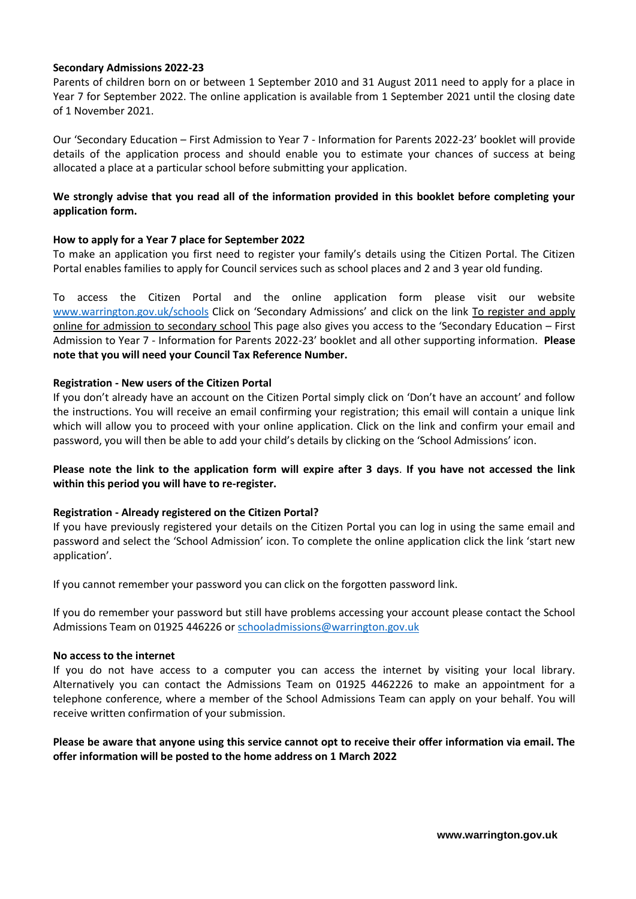**Secondary Admissions 2022-23**

Parents of children born on or between 1 September 2010 and 31 August 2011 need to apply for a place in Year 7 for September 2022. The online application is available from 1 September 2021 until the closing date of 1 November 2021.

Our 'Secondary Education – First Admission to Year 7 - Information for Parents 2022-23' booklet will provide details of the application process and should enable you to estimate your chances of success at being allocated a place at a particular school before submitting your application.

**We strongly advise that you read all of the information provided in this booklet before completing your application form.**

**How to apply for a Year 7 place for September 2022**

To make an application you first need to register your family's details using the Citizen Portal. The Citizen Portal enables families to apply for Council services such as school places and 2 and 3 year old funding.

To access the Citizen Portal and the online application form please visit our website www.warrington.gov.uk/schools Click on 'Secondary Admissions' and click on the link To register and apply online for admission to secondary school This page also gives you access to the 'Secondary Education – First Admission to Year 7 - Information for Parents 2022-23' booklet and all other supporting information. **Please note that you will need your Council Tax Reference Number.**

**Registration - New users of the Citizen Portal**

If you don't already have an account on the Citizen Portal simply click on 'Don't have an account' and follow the instructions. You will receive an email confirming your registration; this email will contain a unique link which will allow you to proceed with your online application. Click on the link and confirm your email and password, you will then be able to add your child's details by clicking on the 'School Admissions' icon.

**Please note the link to the application form will expire after 3 days. If you have not accessed the link within this period you will have to re-register.**

**Registration - Already registered on the Citizen Portal?**

If you have previously registered your details on the Citizen Portal you can log in using the same email and password and select the 'School Admission' icon. To complete the online application click the link 'start new application'.

If you cannot remember your password you can click on the forgotten password link.

If you do remember your password but still have problems accessing your account please contact the School Admissions Team on 01925 446226 or schooladmissions@warrington.gov.uk

**No access to the internet**

If you do not have access to a computer you can access the internet by visiting your local library. Alternatively you can contact the Admissions Team on 01925 4462226 to make an appointment for a telephone conference, where a member of the School Admissions Team can apply on your behalf. You will receive written confirmation of your submission.

**Please be aware that anyone using this service cannot opt to receive their offer information via email. The offer information will be posted to the home address on 1 March 2022**

**www.warrington.gov.uk**